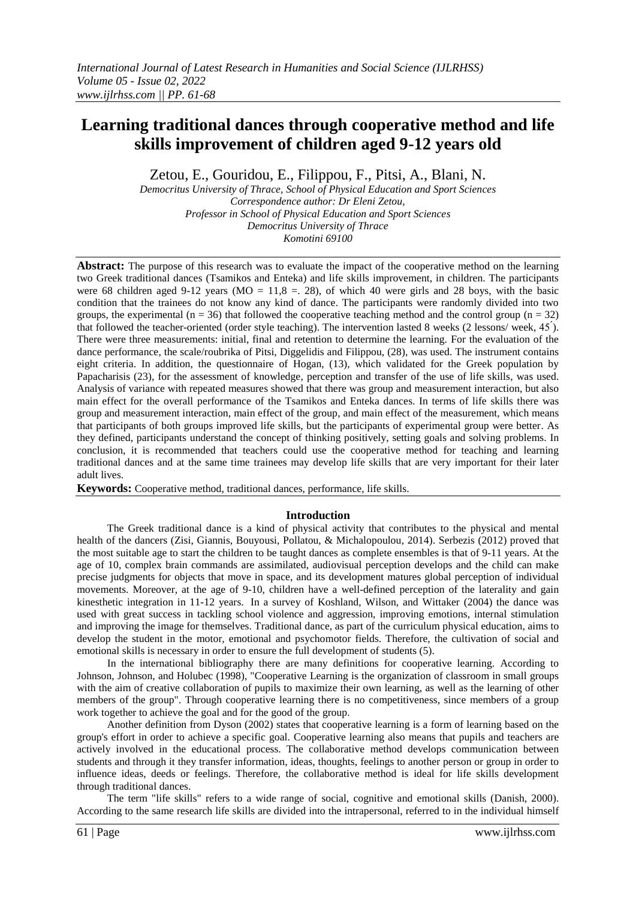# Learning traditional dances through cooperative method and life skills improvement of children aged 9-12 years old

Zetou, E., Gouridou, E., Filippou, F., Pitsi, A., Blani, N.

*Democritus University of Thrace, School of Physical Education and Sport Sciences*
*Correspondence author: Dr Eleni Zetou,*
*Professor in School of Physical Education and Sport Sciences*
*Democritus University of Thrace*
*Komotini 69100*

**Abstract:** The purpose of this research was to evaluate the impact of the cooperative method on the learning two Greek traditional dances (Tsamikos and Enteka) and life skills improvement, in children. The participants were 68 children aged 9-12 years (MO = 11,8 =. 28), of which 40 were girls and 28 boys, with the basic condition that the trainees do not know any kind of dance. The participants were randomly divided into two groups, the experimental (n = 36) that followed the cooperative teaching method and the control group (n = 32) that followed the teacher-oriented (order style teaching). The intervention lasted 8 weeks (2 lessons/ week, 45΄). There were three measurements: initial, final and retention to determine the learning. For the evaluation of the dance performance, the scale/roubrika of Pitsi, Diggelidis and Filippou, (28), was used. The instrument contains eight criteria. In addition, the questionnaire of Hogan, (13), which validated for the Greek population by Papacharisis (23), for the assessment of knowledge, perception and transfer of the use of life skills, was used. Analysis of variance with repeated measures showed that there was group and measurement interaction, but also main effect for the overall performance of the Tsamikos and Enteka dances. In terms of life skills there was group and measurement interaction, main effect of the group, and main effect of the measurement, which means that participants of both groups improved life skills, but the participants of experimental group were better. As they defined, participants understand the concept of thinking positively, setting goals and solving problems. In conclusion, it is recommended that teachers could use the cooperative method for teaching and learning traditional dances and at the same time trainees may develop life skills that are very important for their later adult lives.

**Keywords:** Cooperative method, traditional dances, performance, life skills.

## Introduction

The Greek traditional dance is a kind of physical activity that contributes to the physical and mental health of the dancers (Zisi, Giannis, Bouyousi, Pollatou, & Michalopoulou, 2014). Serbezis (2012) proved that the most suitable age to start the children to be taught dances as complete ensembles is that of 9-11 years. At the age of 10, complex brain commands are assimilated, audiovisual perception develops and the child can make precise judgments for objects that move in space, and its development matures global perception of individual movements. Moreover, at the age of 9-10, children have a well-defined perception of the laterality and gain kinesthetic integration in 11-12 years. In a survey of Koshland, Wilson, and Wittaker (2004) the dance was used with great success in tackling school violence and aggression, improving emotions, internal stimulation and improving the image for themselves. Traditional dance, as part of the curriculum physical education, aims to develop the student in the motor, emotional and psychomotor fields. Therefore, the cultivation of social and emotional skills is necessary in order to ensure the full development of students (5).

In the international bibliography there are many definitions for cooperative learning. According to Johnson, Johnson, and Holubec (1998), "Cooperative Learning is the organization of classroom in small groups with the aim of creative collaboration of pupils to maximize their own learning, as well as the learning of other members of the group". Through cooperative learning there is no competitiveness, since members of a group work together to achieve the goal and for the good of the group.

Another definition from Dyson (2002) states that cooperative learning is a form of learning based on the group's effort in order to achieve a specific goal. Cooperative learning also means that pupils and teachers are actively involved in the educational process. The collaborative method develops communication between students and through it they transfer information, ideas, thoughts, feelings to another person or group in order to influence ideas, deeds or feelings. Therefore, the collaborative method is ideal for life skills development through traditional dances.

The term "life skills" refers to a wide range of social, cognitive and emotional skills (Danish, 2000). According to the same research life skills are divided into the intrapersonal, referred to in the individual himself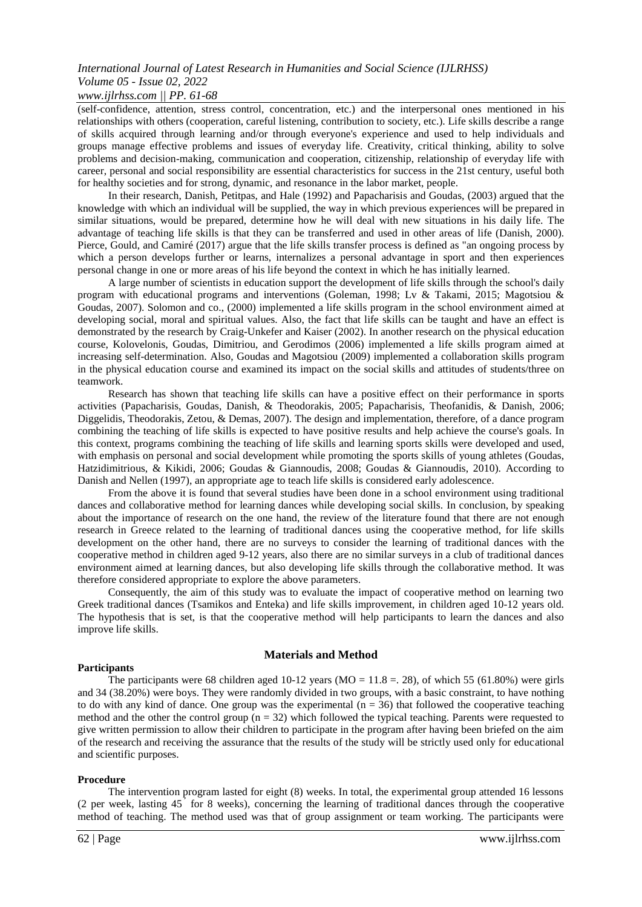(self-confidence, attention, stress control, concentration, etc.) and the interpersonal ones mentioned in his relationships with others (cooperation, careful listening, contribution to society, etc.). Life skills describe a range of skills acquired through learning and/or through everyone's experience and used to help individuals and groups manage effective problems and issues of everyday life. Creativity, critical thinking, ability to solve problems and decision-making, communication and cooperation, citizenship, relationship of everyday life with career, personal and social responsibility are essential characteristics for success in the 21st century, useful both for healthy societies and for strong, dynamic, and resonance in the labor market, people.

In their research, Danish, Petitpas, and Hale (1992) and Papacharisis and Goudas, (2003) argued that the knowledge with which an individual will be supplied, the way in which previous experiences will be prepared in similar situations, would be prepared, determine how he will deal with new situations in his daily life. The advantage of teaching life skills is that they can be transferred and used in other areas of life (Danish, 2000). Pierce, Gould, and Camiré (2017) argue that the life skills transfer process is defined as "an ongoing process by which a person develops further or learns, internalizes a personal advantage in sport and then experiences personal change in one or more areas of his life beyond the context in which he has initially learned.

A large number of scientists in education support the development of life skills through the school's daily program with educational programs and interventions (Goleman, 1998; Lv & Takami, 2015; Magotsiou & Goudas, 2007). Solomon and co., (2000) implemented a life skills program in the school environment aimed at developing social, moral and spiritual values. Also, the fact that life skills can be taught and have an effect is demonstrated by the research by Craig-Unkefer and Kaiser (2002). In another research on the physical education course, Kolovelonis, Goudas, Dimitriou, and Gerodimos (2006) implemented a life skills program aimed at increasing self-determination. Also, Goudas and Magotsiou (2009) implemented a collaboration skills program in the physical education course and examined its impact on the social skills and attitudes of students/three on teamwork.

Research has shown that teaching life skills can have a positive effect on their performance in sports activities (Papacharisis, Goudas, Danish, & Theodorakis, 2005; Papacharisis, Theofanidis, & Danish, 2006; Diggelidis, Theodorakis, Zetou, & Demas, 2007). The design and implementation, therefore, of a dance program combining the teaching of life skills is expected to have positive results and help achieve the course's goals. In this context, programs combining the teaching of life skills and learning sports skills were developed and used, with emphasis on personal and social development while promoting the sports skills of young athletes (Goudas, Hatzidimitrious, & Kikidi, 2006; Goudas & Giannoudis, 2008; Goudas & Giannoudis, 2010). According to Danish and Nellen (1997), an appropriate age to teach life skills is considered early adolescence.

From the above it is found that several studies have been done in a school environment using traditional dances and collaborative method for learning dances while developing social skills. In conclusion, by speaking about the importance of research on the one hand, the review of the literature found that there are not enough research in Greece related to the learning of traditional dances using the cooperative method, for life skills development on the other hand, there are no surveys to consider the learning of traditional dances with the cooperative method in children aged 9-12 years, also there are no similar surveys in a club of traditional dances environment aimed at learning dances, but also developing life skills through the collaborative method. It was therefore considered appropriate to explore the above parameters.

Consequently, the aim of this study was to evaluate the impact of cooperative method on learning two Greek traditional dances (Tsamikos and Enteka) and life skills improvement, in children aged 10-12 years old. The hypothesis that is set, is that the cooperative method will help participants to learn the dances and also improve life skills.

## Materials and Method

### Participants

The participants were 68 children aged 10-12 years (MO = 11.8 =. 28), of which 55 (61.80%) were girls and 34 (38.20%) were boys. They were randomly divided in two groups, with a basic constraint, to have nothing to do with any kind of dance. One group was the experimental (n = 36) that followed the cooperative teaching method and the other the control group (n = 32) which followed the typical teaching. Parents were requested to give written permission to allow their children to participate in the program after having been briefed on the aim of the research and receiving the assurance that the results of the study will be strictly used only for educational and scientific purposes.

### Procedure

The intervention program lasted for eight (8) weeks. In total, the experimental group attended 16 lessons (2 per week, lasting 45΄ for 8 weeks), concerning the learning of traditional dances through the cooperative method of teaching. The method used was that of group assignment or team working. The participants were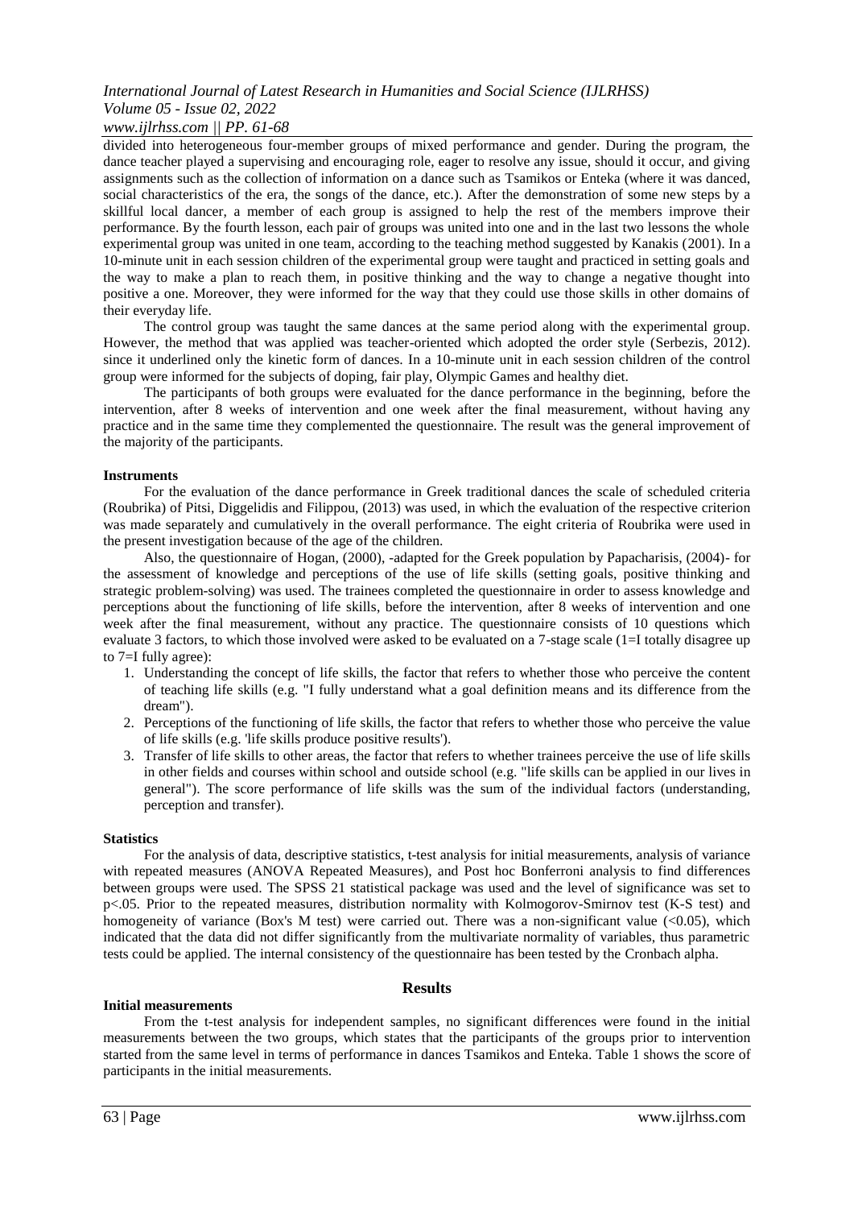divided into heterogeneous four-member groups of mixed performance and gender. During the program, the dance teacher played a supervising and encouraging role, eager to resolve any issue, should it occur, and giving assignments such as the collection of information on a dance such as Tsamikos or Enteka (where it was danced, social characteristics of the era, the songs of the dance, etc.). After the demonstration of some new steps by a skillful local dancer, a member of each group is assigned to help the rest of the members improve their performance. By the fourth lesson, each pair of groups was united into one and in the last two lessons the whole experimental group was united in one team, according to the teaching method suggested by Kanakis (2001). In a 10-minute unit in each session children of the experimental group were taught and practiced in setting goals and the way to make a plan to reach them, in positive thinking and the way to change a negative thought into positive a one. Moreover, they were informed for the way that they could use those skills in other domains of their everyday life.

The control group was taught the same dances at the same period along with the experimental group. However, the method that was applied was teacher-oriented which adopted the order style (Serbezis, 2012). since it underlined only the kinetic form of dances. In a 10-minute unit in each session children of the control group were informed for the subjects of doping, fair play, Olympic Games and healthy diet.

The participants of both groups were evaluated for the dance performance in the beginning, before the intervention, after 8 weeks of intervention and one week after the final measurement, without having any practice and in the same time they complemented the questionnaire. The result was the general improvement of the majority of the participants.

**Instruments**

For the evaluation of the dance performance in Greek traditional dances the scale of scheduled criteria (Roubrika) of Pitsi, Diggelidis and Filippou, (2013) was used, in which the evaluation of the respective criterion was made separately and cumulatively in the overall performance. The eight criteria of Roubrika were used in the present investigation because of the age of the children.

Also, the questionnaire of Hogan, (2000), -adapted for the Greek population by Papacharisis, (2004)- for the assessment of knowledge and perceptions of the use of life skills (setting goals, positive thinking and strategic problem-solving) was used. The trainees completed the questionnaire in order to assess knowledge and perceptions about the functioning of life skills, before the intervention, after 8 weeks of intervention and one week after the final measurement, without any practice. The questionnaire consists of 10 questions which evaluate 3 factors, to which those involved were asked to be evaluated on a 7-stage scale (1=I totally disagree up to 7=I fully agree):

1. Understanding the concept of life skills, the factor that refers to whether those who perceive the content of teaching life skills (e.g. "I fully understand what a goal definition means and its difference from the dream").
2. Perceptions of the functioning of life skills, the factor that refers to whether those who perceive the value of life skills (e.g. 'life skills produce positive results').
3. Transfer of life skills to other areas, the factor that refers to whether trainees perceive the use of life skills in other fields and courses within school and outside school (e.g. "life skills can be applied in our lives in general"). The score performance of life skills was the sum of the individual factors (understanding, perception and transfer).

**Statistics**

For the analysis of data, descriptive statistics, t-test analysis for initial measurements, analysis of variance with repeated measures (ANOVA Repeated Measures), and Post hoc Bonferroni analysis to find differences between groups were used. The SPSS 21 statistical package was used and the level of significance was set to $p<.05$. Prior to the repeated measures, distribution normality with Kolmogorov-Smirnov test (K-S test) and homogeneity of variance (Box's M test) were carried out. There was a non-significant value ($<0.05$), which indicated that the data did not differ significantly from the multivariate normality of variables, thus parametric tests could be applied. The internal consistency of the questionnaire has been tested by the Cronbach alpha.

## Results

**Initial measurements**

From the t-test analysis for independent samples, no significant differences were found in the initial measurements between the two groups, which states that the participants of the groups prior to intervention started from the same level in terms of performance in dances Tsamikos and Enteka. Table 1 shows the score of participants in the initial measurements.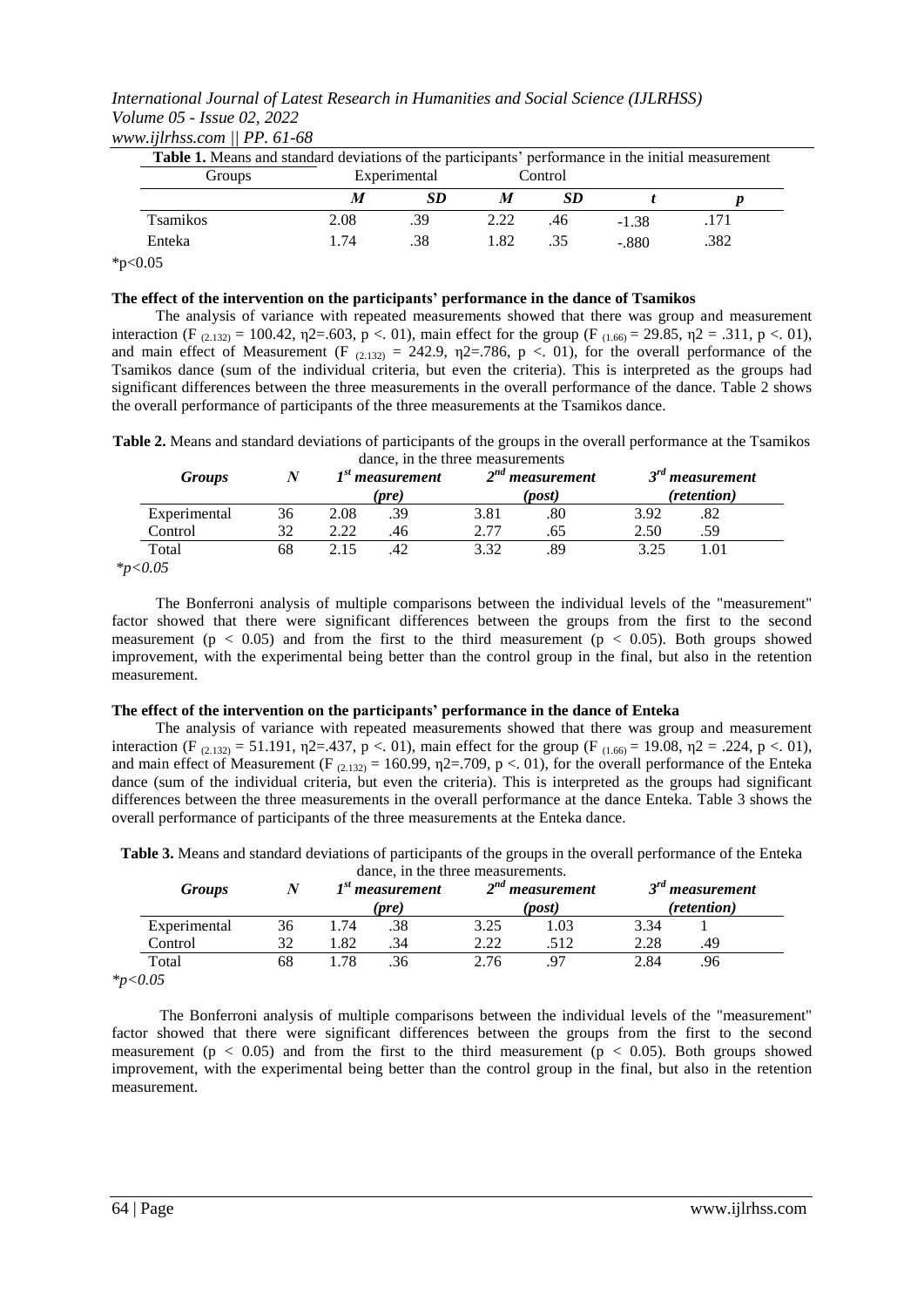**Table 1.** Means and standard deviations of the participants' performance in the initial measurement

| Groups | Experimental | | Control | | | |
|---|---|---|---|---|---|---|
| | *M* | *SD* | *M* | *SD* | *t* | *p* |
| Tsamikos | 2.08 | .39 | 2.22 | .46 | -1.38 | .171 |
| Enteka | 1.74 | .38 | 1.82 | .35 | -.880 | .382 |

*p<0.05

**The effect of the intervention on the participants' performance in the dance of Tsamikos**

The analysis of variance with repeated measurements showed that there was group and measurement interaction ($F_{(2.132)} = 100.42$, $\eta2=.603$, $p <. 01$), main effect for the group ($F_{(1.66)} = 29.85$, $\eta2 = .311$, $p <. 01$), and main effect of Measurement ($F_{(2.132)} = 242.9$, $\eta2=.786$, $p <. 01$), for the overall performance of the Tsamikos dance (sum of the individual criteria, but even the criteria). This is interpreted as the groups had significant differences between the three measurements in the overall performance of the dance. Table 2 shows the overall performance of participants of the three measurements at the Tsamikos dance.

**Table 2.** Means and standard deviations of participants of the groups in the overall performance at the Tsamikos dance, in the three measurements

| *Groups* | *N* | *1st measurement (pre)* | | *2nd measurement (post)* | | *3rd measurement (retention)* | |
|---|---|---|---|---|---|---|---|
| Experimental | 36 | 2.08 | .39 | 3.81 | .80 | 3.92 | .82 |
| Control | 32 | 2.22 | .46 | 2.77 | .65 | 2.50 | .59 |
| Total | 68 | 2.15 | .42 | 3.32 | .89 | 3.25 | 1.01 |

*\*p<0.05*

The Bonferroni analysis of multiple comparisons between the individual levels of the "measurement" factor showed that there were significant differences between the groups from the first to the second measurement ($p < 0.05$) and from the first to the third measurement ($p < 0.05$). Both groups showed improvement, with the experimental being better than the control group in the final, but also in the retention measurement.

**The effect of the intervention on the participants' performance in the dance of Enteka**

The analysis of variance with repeated measurements showed that there was group and measurement interaction ($F_{(2.132)} = 51.191$, $\eta2=.437$, $p <. 01$), main effect for the group ($F_{(1.66)} = 19.08$, $\eta2 = .224$, $p <. 01$), and main effect of Measurement ($F_{(2.132)} = 160.99$, $\eta2=.709$, $p <. 01$), for the overall performance of the Enteka dance (sum of the individual criteria, but even the criteria). This is interpreted as the groups had significant differences between the three measurements in the overall performance at the dance Enteka. Table 3 shows the overall performance of participants of the three measurements at the Enteka dance.

**Table 3.** Means and standard deviations of participants of the groups in the overall performance of the Enteka dance, in the three measurements.

| *Groups* | *N* | *1st measurement (pre)* | | *2nd measurement (post)* | | *3rd measurement (retention)* | |
|---|---|---|---|---|---|---|---|
| Experimental | 36 | 1.74 | .38 | 3.25 | 1.03 | 3.34 | 1 |
| Control | 32 | 1.82 | .34 | 2.22 | .512 | 2.28 | .49 |
| Total | 68 | 1.78 | .36 | 2.76 | .97 | 2.84 | .96 |

*\*p<0.05*

The Bonferroni analysis of multiple comparisons between the individual levels of the "measurement" factor showed that there were significant differences between the groups from the first to the second measurement ($p < 0.05$) and from the first to the third measurement ($p < 0.05$). Both groups showed improvement, with the experimental being better than the control group in the final, but also in the retention measurement.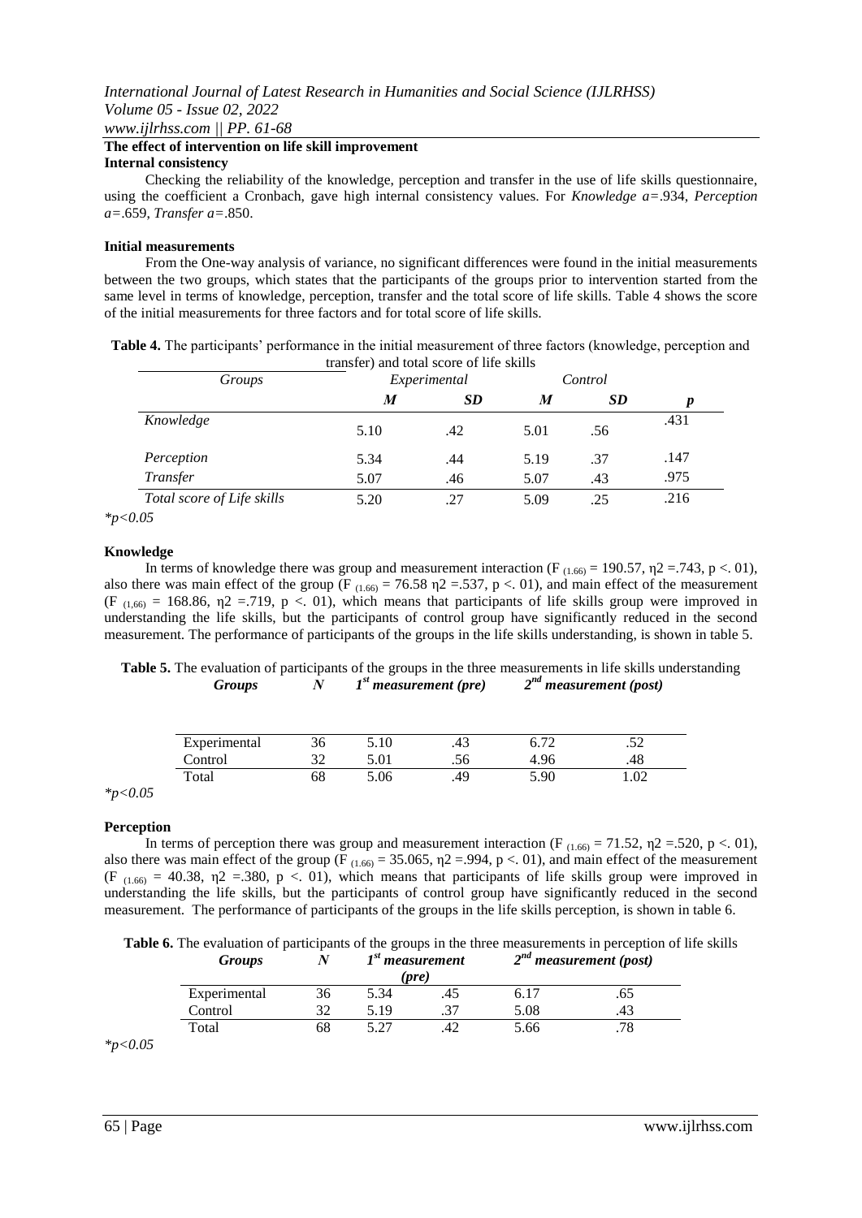## The effect of intervention on life skill improvement

### Internal consistency

Checking the reliability of the knowledge, perception and transfer in the use of life skills questionnaire, using the coefficient a Cronbach, gave high internal consistency values. For *Knowledge a=*.934, *Perception a=*.659, *Transfer a=*.850.

### Initial measurements

From the One-way analysis of variance, no significant differences were found in the initial measurements between the two groups, which states that the participants of the groups prior to intervention started from the same level in terms of knowledge, perception, transfer and the total score of life skills. Table 4 shows the score of the initial measurements for three factors and for total score of life skills.

**Table 4.** The participants' performance in the initial measurement of three factors (knowledge, perception and transfer) and total score of life skills

| *Groups* | *Experimental* | | *Control* | | |
|---|---|---|---|---|---|
| | ***M*** | ***SD*** | ***M*** | ***SD*** | ***p*** |
| *Knowledge* | 5.10 | .42 | 5.01 | .56 | .431 |
| *Perception* | 5.34 | .44 | 5.19 | .37 | .147 |
| *Transfer* | 5.07 | .46 | 5.07 | .43 | .975 |
| *Total score of Life skills* | 5.20 | .27 | 5.09 | .25 | .216 |

*$*p<0.05$*

### Knowledge

In terms of knowledge there was group and measurement interaction ($F_{(1.66)} = 190.57$, $\eta 2 = .743$, $p <. 01$), also there was main effect of the group ($F_{(1.66)} = 76.58$ $\eta 2 = .537$, $p <. 01$), and main effect of the measurement ($F_{(1,66)} = 168.86$, $\eta 2 = .719$, $p <. 01$), which means that participants of life skills group were improved in understanding the life skills, but the participants of control group have significantly reduced in the second measurement. The performance of participants of the groups in the life skills understanding, is shown in table 5.

**Table 5.** The evaluation of participants of the groups in the three measurements in life skills understanding

| ***Groups*** | ***N*** | ***1st measurement (pre)*** | | ***2nd measurement (post)*** | |
|---|---|---|---|---|---|
| Experimental | 36 | 5.10 | .43 | 6.72 | .52 |
| Control | 32 | 5.01 | .56 | 4.96 | .48 |
| Total | 68 | 5.06 | .49 | 5.90 | 1.02 |

*$*p<0.05$*

### Perception

In terms of perception there was group and measurement interaction ($F_{(1.66)} = 71.52$, $\eta 2 = .520$, $p <. 01$), also there was main effect of the group ($F_{(1.66)} = 35.065$, $\eta 2 = .994$, $p <. 01$), and main effect of the measurement ($F_{(1.66)} = 40.38$, $\eta 2 = .380$, $p <. 01$), which means that participants of life skills group were improved in understanding the life skills, but the participants of control group have significantly reduced in the second measurement. The performance of participants of the groups in the life skills perception, is shown in table 6.

**Table 6.** The evaluation of participants of the groups in the three measurements in perception of life skills

| ***Groups*** | ***N*** | ***1st measurement (pre)*** | | ***2nd measurement (post)*** | |
|---|---|---|---|---|---|
| Experimental | 36 | 5.34 | .45 | 6.17 | .65 |
| Control | 32 | 5.19 | .37 | 5.08 | .43 |
| Total | 68 | 5.27 | .42 | 5.66 | .78 |

*$*p<0.05$*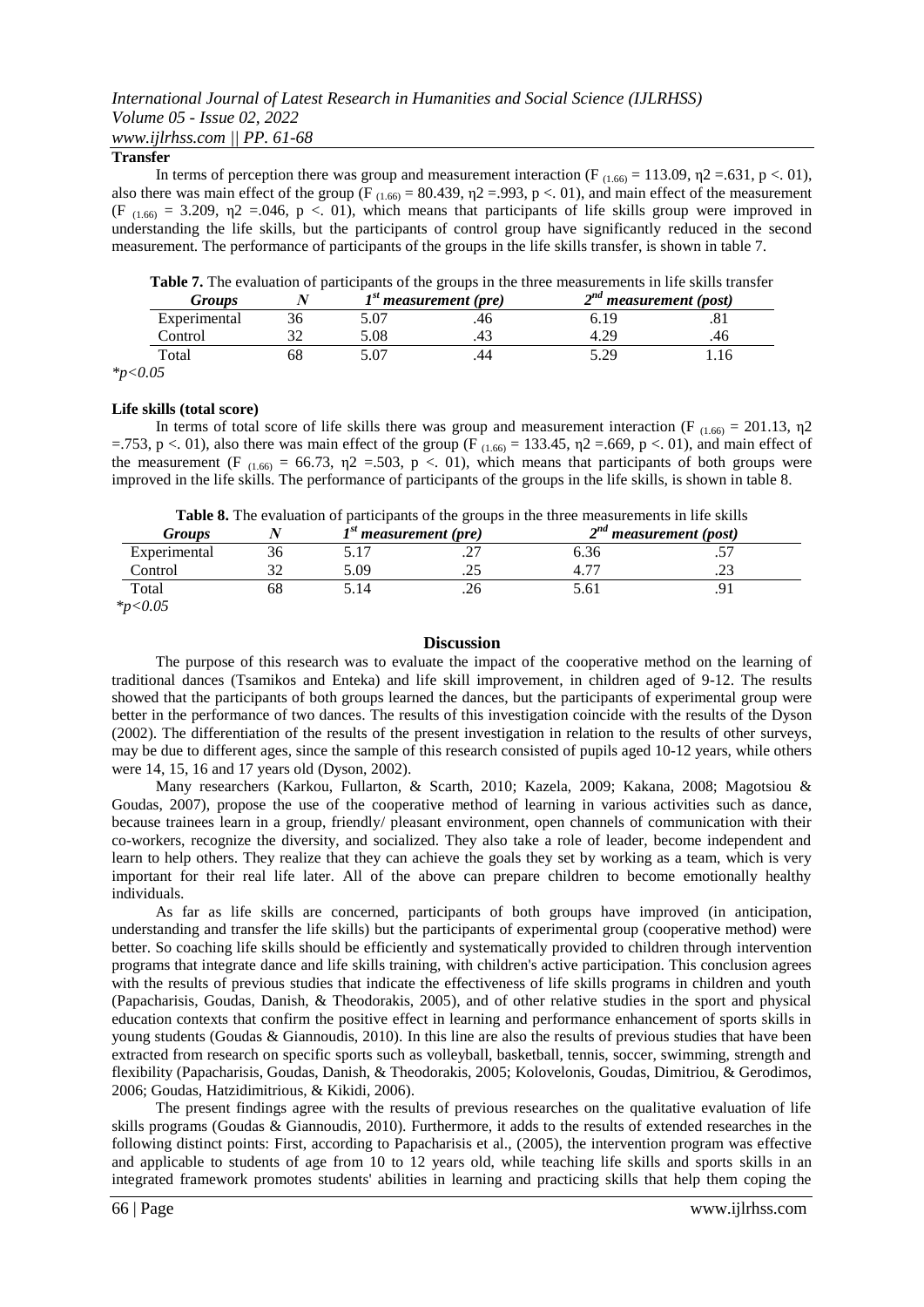**Transfer**

In terms of perception there was group and measurement interaction ($F_{(1.66)} = 113.09$, $\eta 2 = .631$, $p <. 01$), also there was main effect of the group ($F_{(1.66)} = 80.439$, $\eta 2 = .993$, $p <. 01$), and main effect of the measurement ($F_{(1.66)} = 3.209$, $\eta 2 = .046$, $p <. 01$), which means that participants of life skills group were improved in understanding the life skills, but the participants of control group have significantly reduced in the second measurement. The performance of participants of the groups in the life skills transfer, is shown in table 7.

**Table 7.** The evaluation of participants of the groups in the three measurements in life skills transfer

| *Groups* | *N* | *1st measurement (pre)* | | *2nd measurement (post)* | |
|---|---|---|---|---|---|
| Experimental | 36 | 5.07 | .46 | 6.19 | .81 |
| Control | 32 | 5.08 | .43 | 4.29 | .46 |
| Total | 68 | 5.07 | .44 | 5.29 | 1.16 |

*$p<0.05$

**Life skills (total score)**

In terms of total score of life skills there was group and measurement interaction ($F_{(1.66)} = 201.13$, $\eta 2 = .753$, $p <. 01$), also there was main effect of the group ($F_{(1.66)} = 133.45$, $\eta 2 = .669$, $p <. 01$), and main effect of the measurement ($F_{(1.66)} = 66.73$, $\eta 2 = .503$, $p <. 01$), which means that participants of both groups were improved in the life skills. The performance of participants of the groups in the life skills, is shown in table 8.

**Table 8.** The evaluation of participants of the groups in the three measurements in life skills

| *Groups* | *N* | *1st measurement (pre)* | | *2nd measurement (post)* | |
|---|---|---|---|---|---|
| Experimental | 36 | 5.17 | .27 | 6.36 | .57 |
| Control | 32 | 5.09 | .25 | 4.77 | .23 |
| Total | 68 | 5.14 | .26 | 5.61 | .91 |

*$p<0.05$

## Discussion

The purpose of this research was to evaluate the impact of the cooperative method on the learning of traditional dances (Tsamikos and Enteka) and life skill improvement, in children aged of 9-12. The results showed that the participants of both groups learned the dances, but the participants of experimental group were better in the performance of two dances. The results of this investigation coincide with the results of the Dyson (2002). The differentiation of the results of the present investigation in relation to the results of other surveys, may be due to different ages, since the sample of this research consisted of pupils aged 10-12 years, while others were 14, 15, 16 and 17 years old (Dyson, 2002).

Many researchers (Karkou, Fullarton, & Scarth, 2010; Kazela, 2009; Kakana, 2008; Magotsiou & Goudas, 2007), propose the use of the cooperative method of learning in various activities such as dance, because trainees learn in a group, friendly/ pleasant environment, open channels of communication with their co-workers, recognize the diversity, and socialized. They also take a role of leader, become independent and learn to help others. They realize that they can achieve the goals they set by working as a team, which is very important for their real life later. All of the above can prepare children to become emotionally healthy individuals.

As far as life skills are concerned, participants of both groups have improved (in anticipation, understanding and transfer the life skills) but the participants of experimental group (cooperative method) were better. So coaching life skills should be efficiently and systematically provided to children through intervention programs that integrate dance and life skills training, with children's active participation. This conclusion agrees with the results of previous studies that indicate the effectiveness of life skills programs in children and youth (Papacharisis, Goudas, Danish, & Theodorakis, 2005), and of other relative studies in the sport and physical education contexts that confirm the positive effect in learning and performance enhancement of sports skills in young students (Goudas & Giannoudis, 2010). In this line are also the results of previous studies that have been extracted from research on specific sports such as volleyball, basketball, tennis, soccer, swimming, strength and flexibility (Papacharisis, Goudas, Danish, & Theodorakis, 2005; Kolovelonis, Goudas, Dimitriou, & Gerodimos, 2006; Goudas, Hatzidimitrious, & Kikidi, 2006).

The present findings agree with the results of previous researches on the qualitative evaluation of life skills programs (Goudas & Giannoudis, 2010). Furthermore, it adds to the results of extended researches in the following distinct points: First, according to Papacharisis et al., (2005), the intervention program was effective and applicable to students of age from 10 to 12 years old, while teaching life skills and sports skills in an integrated framework promotes students' abilities in learning and practicing skills that help them coping the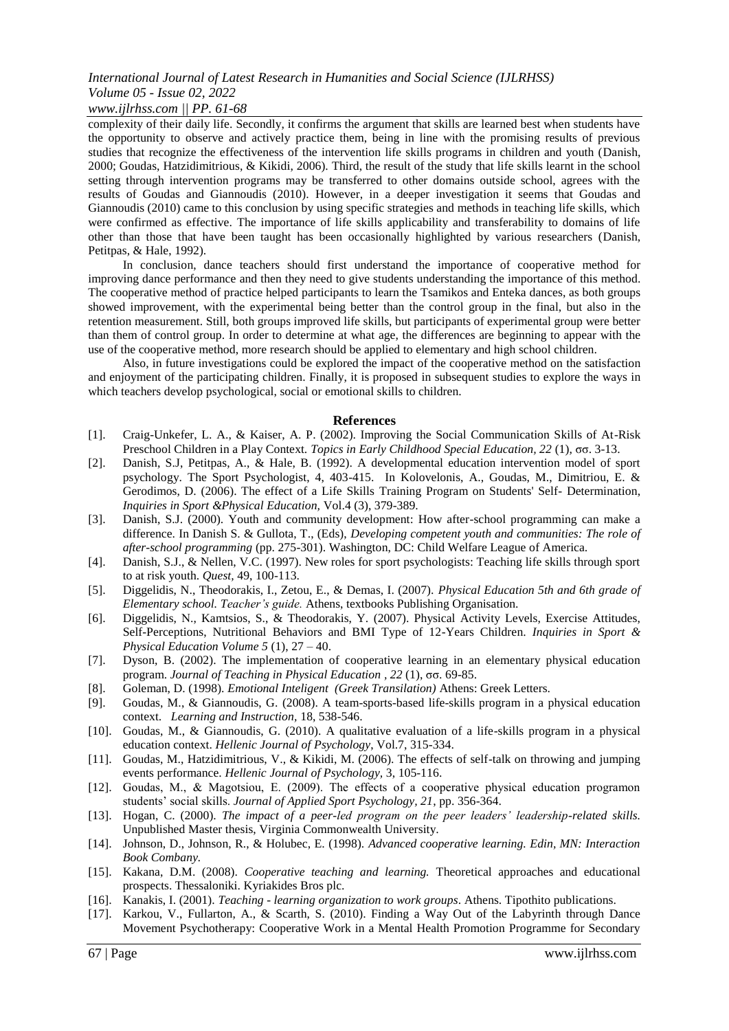complexity of their daily life. Secondly, it confirms the argument that skills are learned best when students have the opportunity to observe and actively practice them, being in line with the promising results of previous studies that recognize the effectiveness of the intervention life skills programs in children and youth (Danish, 2000; Goudas, Hatzidimitrious, & Kikidi, 2006). Third, the result of the study that life skills learnt in the school setting through intervention programs may be transferred to other domains outside school, agrees with the results of Goudas and Giannoudis (2010). However, in a deeper investigation it seems that Goudas and Giannoudis (2010) came to this conclusion by using specific strategies and methods in teaching life skills, which were confirmed as effective. The importance of life skills applicability and transferability to domains of life other than those that have been taught has been occasionally highlighted by various researchers (Danish, Petitpas, & Hale, 1992).

In conclusion, dance teachers should first understand the importance of cooperative method for improving dance performance and then they need to give students understanding the importance of this method. The cooperative method of practice helped participants to learn the Tsamikos and Enteka dances, as both groups showed improvement, with the experimental being better than the control group in the final, but also in the retention measurement. Still, both groups improved life skills, but participants of experimental group were better than them of control group. In order to determine at what age, the differences are beginning to appear with the use of the cooperative method, more research should be applied to elementary and high school children.

Also, in future investigations could be explored the impact of the cooperative method on the satisfaction and enjoyment of the participating children. Finally, it is proposed in subsequent studies to explore the ways in which teachers develop psychological, social or emotional skills to children.

## References

[1]. Craig-Unkefer, L. A., & Kaiser, A. P. (2002). Improving the Social Communication Skills of At-Risk Preschool Children in a Play Context. *Topics in Early Childhood Special Education, 22* (1), σσ. 3-13.

[2]. Danish, S.J, Petitpas, A., & Hale, B. (1992). A developmental education intervention model of sport psychology. The Sport Psychologist, 4, 403-415. In Kolovelonis, A., Goudas, M., Dimitriou, E. & Gerodimos, D. (2006). The effect of a Life Skills Training Program on Students' Self- Determination, *Inquiries in Sport &Physical Education,* Vol.4 (3), 379-389.

[3]. Danish, S.J. (2000). Youth and community development: How after-school programming can make a difference. In Danish S. & Gullota, T., (Eds), *Developing competent youth and communities: The role of after-school programming* (pp. 275-301). Washington, DC: Child Welfare League of America.

[4]. Danish, S.J., & Nellen, V.C. (1997). New roles for sport psychologists: Teaching life skills through sport to at risk youth. *Quest,* 49, 100-113.

[5]. Diggelidis, N., Theodorakis, I., Zetou, E., & Demas, I. (2007). *Physical Education 5th and 6th grade of Elementary school. Teacher's guide.* Athens, textbooks Publishing Organisation.

[6]. Diggelidis, N., Kamtsios, S., & Theodorakis, Y. (2007). Physical Activity Levels, Exercise Attitudes, Self-Perceptions, Nutritional Behaviors and BMI Type of 12-Years Children. *Inquiries in Sport & Physical Education Volume 5* (1), 27 – 40.

[7]. Dyson, B. (2002). The implementation of cooperative learning in an elementary physical education program. *Journal of Teaching in Physical Education , 22* (1), σσ. 69-85.

[8]. Goleman, D. (1998). *Emotional Inteligent (Greek Transilation)* Athens: Greek Letters.

[9]. Goudas, M., & Giannoudis, G. (2008). A team-sports-based life-skills program in a physical education context. *Learning and Instruction,* 18, 538-546.

[10]. Goudas, M., & Giannoudis, G. (2010). A qualitative evaluation of a life-skills program in a physical education context. *Hellenic Journal of Psychology,* Vol.7, 315-334.

[11]. Goudas, M., Hatzidimitrious, V., & Kikidi, M. (2006). The effects of self-talk on throwing and jumping events performance. *Hellenic Journal of Psychology,* 3, 105-116.

[12]. Goudas, M., & Magotsiou, E. (2009). The effects of a cooperative physical education programon students' social skills. *Journal of Applied Sport Psychology, 21,* pp. 356-364.

[13]. Hogan, C. (2000). *The impact of a peer-led program on the peer leaders' leadership-related skills.* Unpublished Master thesis, Virginia Commonwealth University.

[14]. Johnson, D., Johnson, R., & Holubec, E. (1998). *Advanced cooperative learning. Edin, MN: Interaction Book Combany.*

[15]. Kakana, D.M. (2008). *Cooperative teaching and learning.* Theoretical approaches and educational prospects. Thessaloniki. Kyriakides Bros plc.

[16]. Kanakis, I. (2001). *Teaching - learning organization to work groups*. Athens. Tipothito publications.

[17]. Karkou, V., Fullarton, A., & Scarth, S. (2010). Finding a Way Out of the Labyrinth through Dance Movement Psychotherapy: Cooperative Work in a Mental Health Promotion Programme for Secondary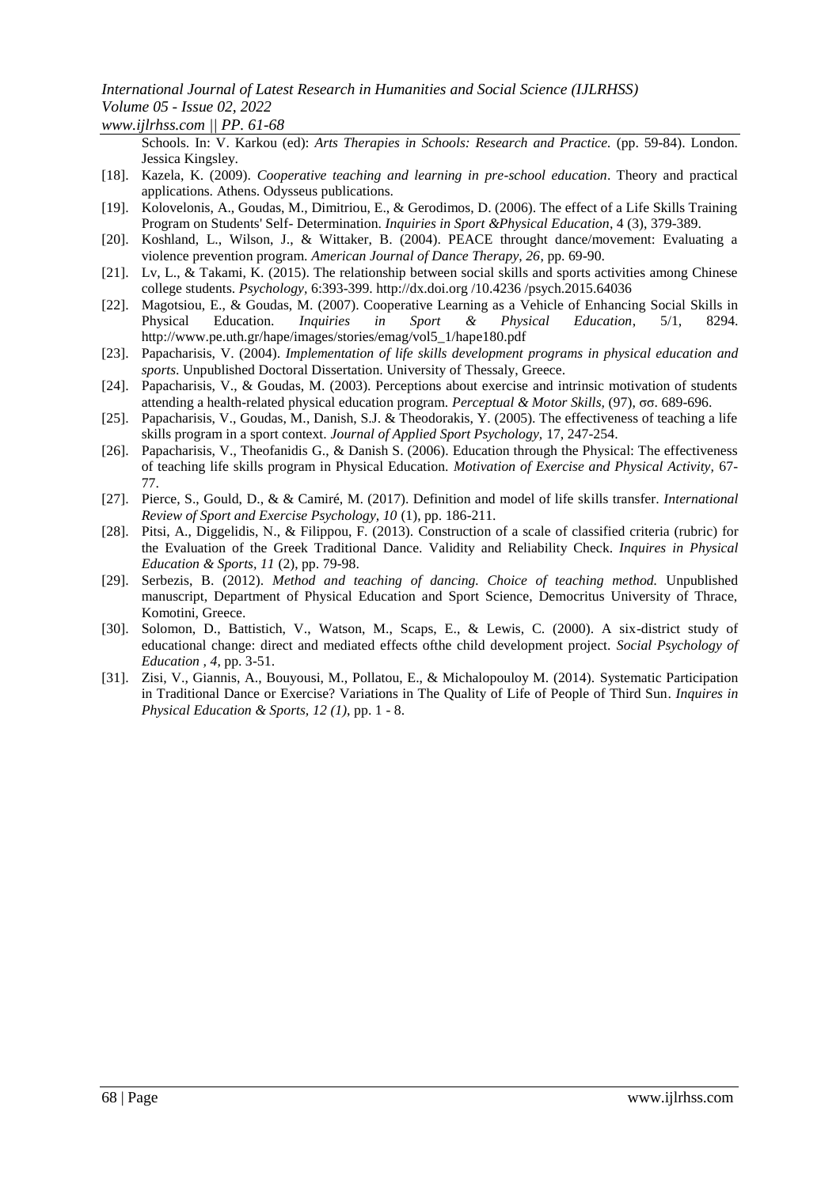Schools. In: V. Karkou (ed): *Arts Therapies in Schools: Research and Practice.* (pp. 59-84). London. Jessica Kingsley.

[18]. Kazela, K. (2009). *Cooperative teaching and learning in pre-school education*. Theory and practical applications. Athens. Odysseus publications.

[19]. Kolovelonis, A., Goudas, M., Dimitriou, E., & Gerodimos, D. (2006). The effect of a Life Skills Training Program on Students' Self- Determination. *Inquiries in Sport &Physical Education*, 4 (3), 379-389.

[20]. Koshland, L., Wilson, J., & Wittaker, B. (2004). PEACE throught dance/movement: Evaluating a violence prevention program. *American Journal of Dance Therapy, 26*, pp. 69-90.

[21]. Lv, L., & Takami, K. (2015). The relationship between social skills and sports activities among Chinese college students. *Psychology*, 6:393-399. http://dx.doi.org /10.4236 /psych.2015.64036

[22]. Magotsiou, E., & Goudas, M. (2007). Cooperative Learning as a Vehicle of Enhancing Social Skills in Physical Education. *Inquiries in Sport & Physical Education*, 5/1, 8294. http://www.pe.uth.gr/hape/images/stories/emag/vol5_1/hape180.pdf

[23]. Papacharisis, V. (2004). *Implementation of life skills development programs in physical education and sports*. Unpublished Doctoral Dissertation. University of Thessaly, Greece.

[24]. Papacharisis, V., & Goudas, M. (2003). Perceptions about exercise and intrinsic motivation of students attending a health-related physical education program. *Perceptual & Motor Skills,* (97), σσ. 689-696.

[25]. Papacharisis, V., Goudas, M., Danish, S.J. & Theodorakis, Y. (2005). The effectiveness of teaching a life skills program in a sport context. *Journal of Applied Sport Psychology,* 17, 247-254.

[26]. Papacharisis, V., Theofanidis G., & Danish S. (2006). Education through the Physical: The effectiveness of teaching life skills program in Physical Education. *Motivation of Exercise and Physical Activity,* 67-77.

[27]. Pierce, S., Gould, D., & & Camiré, M. (2017). Definition and model of life skills transfer. *International Review of Sport and Exercise Psychology, 10* (1), pp. 186-211.

[28]. Pitsi, A., Diggelidis, N., & Filippou, F. (2013). Construction of a scale of classified criteria (rubric) for the Evaluation of the Greek Traditional Dance. Validity and Reliability Check. *Inquires in Physical Education & Sports, 11* (2), pp. 79-98.

[29]. Serbezis, B. (2012). *Method and teaching of dancing. Choice of teaching method.* Unpublished manuscript, Department of Physical Education and Sport Science, Democritus University of Thrace, Komotini, Greece.

[30]. Solomon, D., Battistich, V., Watson, M., Scaps, E., & Lewis, C. (2000). A six-district study of educational change: direct and mediated effects ofthe child development project. *Social Psychology of Education , 4*, pp. 3-51.

[31]. Zisi, V., Giannis, A., Bouyousi, M., Pollatou, E., & Michalopouloy M. (2014). Systematic Participation in Traditional Dance or Exercise? Variations in The Quality of Life of People of Third Sun. *Inquires in Physical Education & Sports, 12 (1)*, pp. 1 - 8.